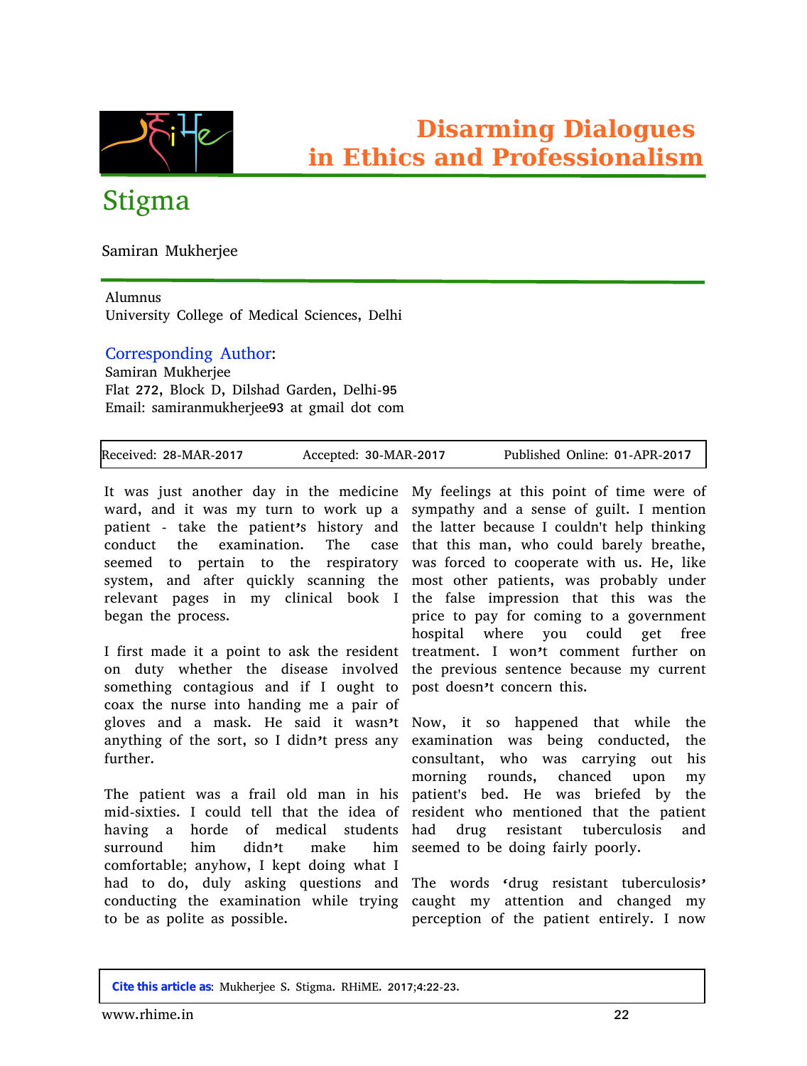# Disarming Dialogues in Ethics and Professionalism

## Stigma

Samiran Mukherjee

Alumnus
University College of Medical Sciences, Delhi

Corresponding Author:
Samiran Mukherjee
Flat 272, Block D, Dilshad Garden, Delhi-95
Email: samiranmukherjee93 at gmail dot com

Received: 28-MAR-2017 Accepted: 30-MAR-2017 Published Online: 01-APR-2017

It was just another day in the medicine ward, and it was my turn to work up a patient - take the patient's history and conduct the examination. The case seemed to pertain to the respiratory system, and after quickly scanning the relevant pages in my clinical book I began the process.

I first made it a point to ask the resident on duty whether the disease involved something contagious and if I ought to coax the nurse into handing me a pair of gloves and a mask. He said it wasn't anything of the sort, so I didn't press any further.

The patient was a frail old man in his mid-sixties. I could tell that the idea of having a horde of medical students surround him didn't make him comfortable; anyhow, I kept doing what I had to do, duly asking questions and conducting the examination while trying to be as polite as possible.

My feelings at this point of time were of sympathy and a sense of guilt. I mention the latter because I couldn't help thinking that this man, who could barely breathe, was forced to cooperate with us. He, like most other patients, was probably under the false impression that this was the price to pay for coming to a government hospital where you could get free treatment. I won't comment further on the previous sentence because my current post doesn't concern this.

Now, it so happened that while the examination was being conducted, the consultant, who was carrying out his morning rounds, chanced upon my patient's bed. He was briefed by the resident who mentioned that the patient had drug resistant tuberculosis and seemed to be doing fairly poorly.

The words 'drug resistant tuberculosis' caught my attention and changed my perception of the patient entirely. I now

**Cite this article as**: Mukherjee S. Stigma. RHiME. 2017;4:22-23.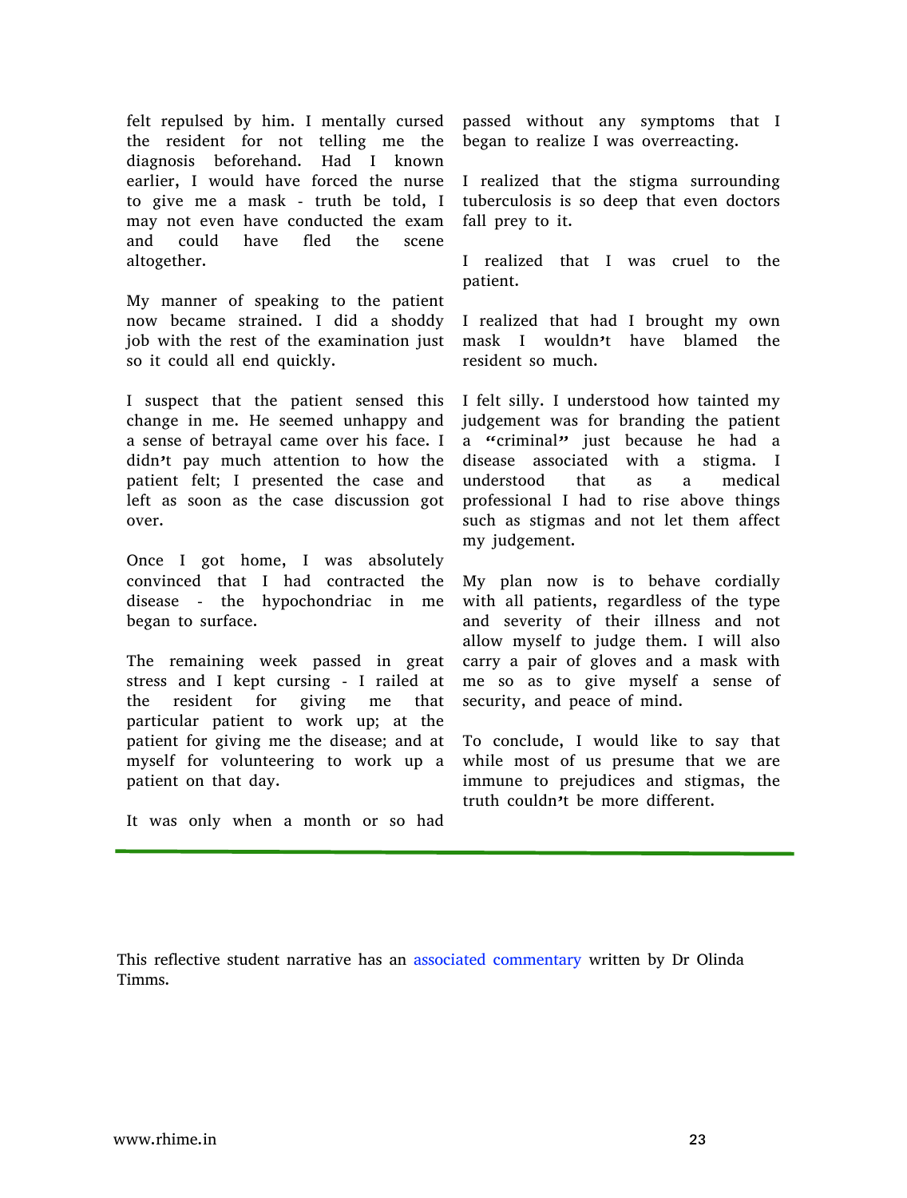felt repulsed by him. I mentally cursed the resident for not telling me the diagnosis beforehand. Had I known earlier, I would have forced the nurse to give me a mask - truth be told, I may not even have conducted the exam and could have fled the scene altogether.

My manner of speaking to the patient now became strained. I did a shoddy job with the rest of the examination just so it could all end quickly.

I suspect that the patient sensed this change in me. He seemed unhappy and a sense of betrayal came over his face. I didn't pay much attention to how the patient felt; I presented the case and left as soon as the case discussion got over.

Once I got home, I was absolutely convinced that I had contracted the disease - the hypochondriac in me began to surface.

The remaining week passed in great stress and I kept cursing - I railed at the resident for giving me that particular patient to work up; at the patient for giving me the disease; and at myself for volunteering to work up a patient on that day.

It was only when a month or so had passed without any symptoms that I began to realize I was overreacting.

I realized that the stigma surrounding tuberculosis is so deep that even doctors fall prey to it.

I realized that I was cruel to the patient.

I realized that had I brought my own mask I wouldn't have blamed the resident so much.

I felt silly. I understood how tainted my judgement was for branding the patient a "criminal" just because he had a disease associated with a stigma. I understood that as a medical professional I had to rise above things such as stigmas and not let them affect my judgement.

My plan now is to behave cordially with all patients, regardless of the type and severity of their illness and not allow myself to judge them. I will also carry a pair of gloves and a mask with me so as to give myself a sense of security, and peace of mind.

To conclude, I would like to say that while most of us presume that we are immune to prejudices and stigmas, the truth couldn't be more different.

---

This reflective student narrative has an associated commentary written by Dr Olinda Timms.